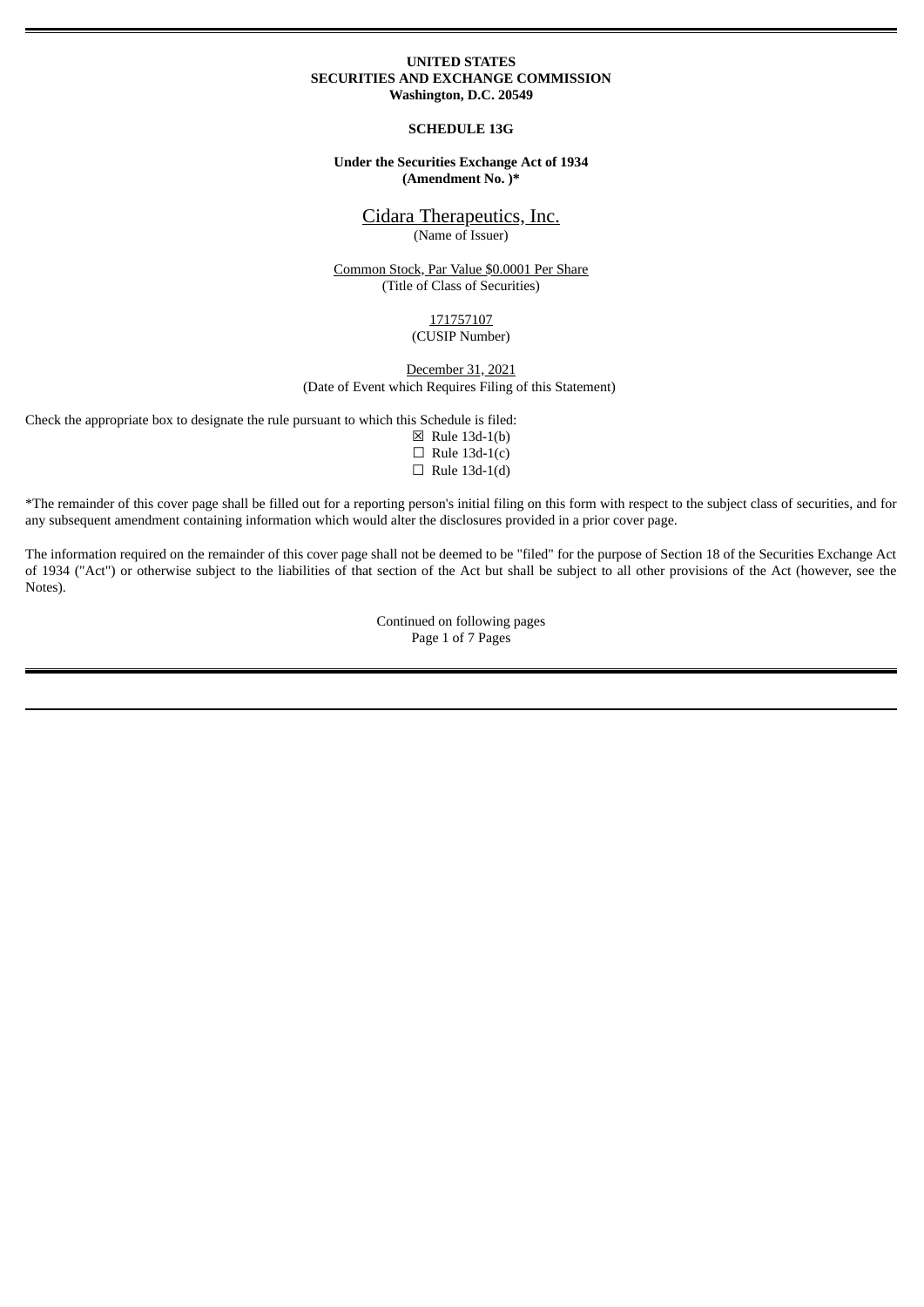**UNITED STATES**
**SECURITIES AND EXCHANGE COMMISSION**
**Washington, D.C. 20549**

**SCHEDULE 13G**

**Under the Securities Exchange Act of 1934**
**(Amendment No. )***

Cidara Therapeutics, Inc.
(Name of Issuer)

Common Stock, Par Value $0.0001 Per Share
(Title of Class of Securities)

171757107
(CUSIP Number)

December 31, 2021
(Date of Event which Requires Filing of this Statement)

Check the appropriate box to designate the rule pursuant to which this Schedule is filed:

☒ Rule 13d-1(b)
☐ Rule 13d-1(c)
☐ Rule 13d-1(d)

*The remainder of this cover page shall be filled out for a reporting person's initial filing on this form with respect to the subject class of securities, and for any subsequent amendment containing information which would alter the disclosures provided in a prior cover page.

The information required on the remainder of this cover page shall not be deemed to be "filed" for the purpose of Section 18 of the Securities Exchange Act of 1934 ("Act") or otherwise subject to the liabilities of that section of the Act but shall be subject to all other provisions of the Act (however, see the Notes).

Continued on following pages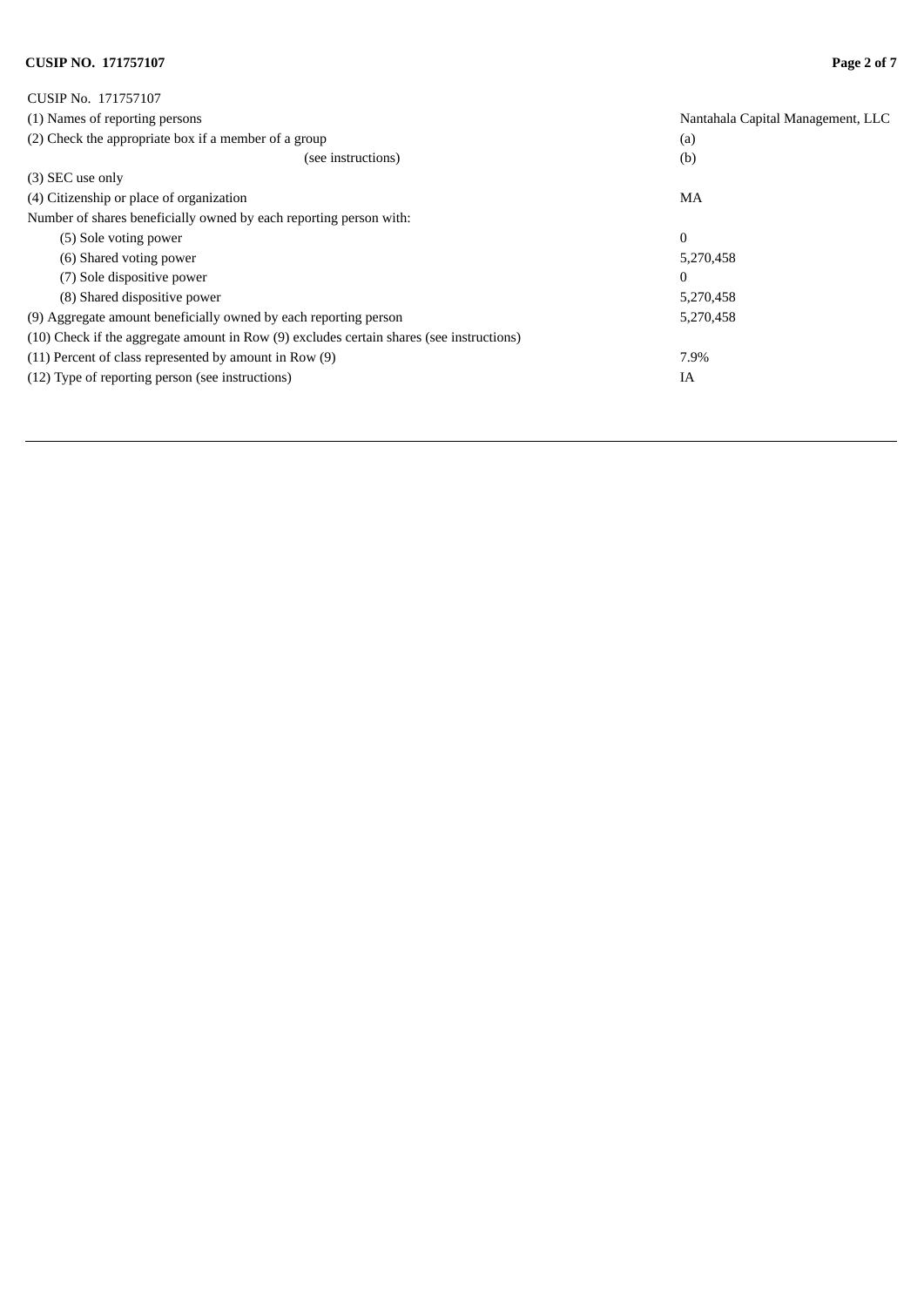| | |
|---|---|
| CUSIP No. 171757107 | |
| (1) Names of reporting persons | Nantahala Capital Management, LLC |
| (2) Check the appropriate box if a member of a group | (a) |
| (see instructions) | (b) |
| (3) SEC use only | |
| (4) Citizenship or place of organization | MA |
| Number of shares beneficially owned by each reporting person with: | |
| (5) Sole voting power | 0 |
| (6) Shared voting power | 5,270,458 |
| (7) Sole dispositive power | 0 |
| (8) Shared dispositive power | 5,270,458 |
| (9) Aggregate amount beneficially owned by each reporting person | 5,270,458 |
| (10) Check if the aggregate amount in Row (9) excludes certain shares (see instructions) | |
| (11) Percent of class represented by amount in Row (9) | 7.9% |
| (12) Type of reporting person (see instructions) | IA |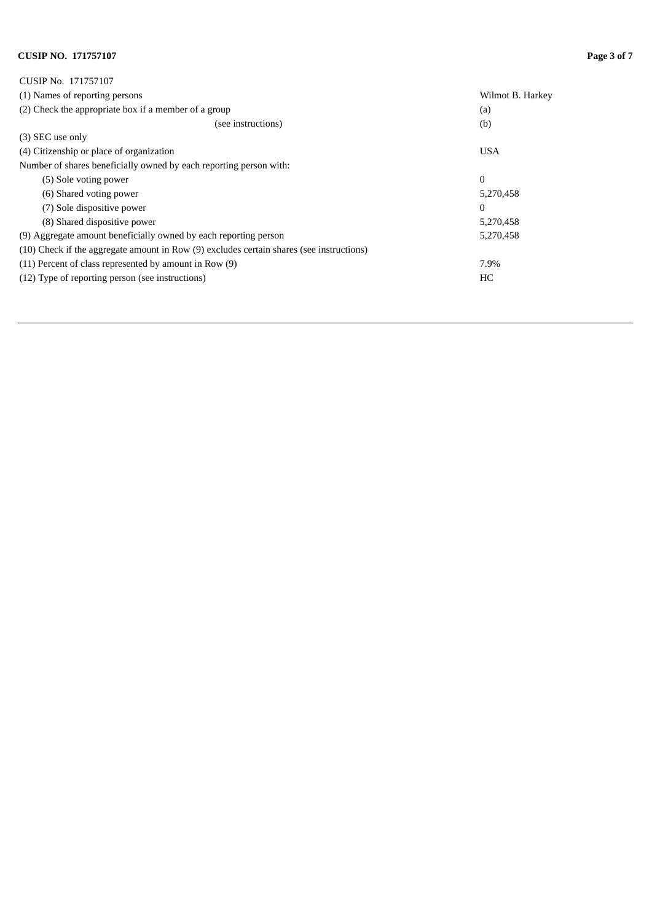| | |
|---|---|
| CUSIP No. 171757107 | |
| (1) Names of reporting persons | Wilmot B. Harkey |
| (2) Check the appropriate box if a member of a group | (a) |
| (see instructions) | (b) |
| (3) SEC use only | |
| (4) Citizenship or place of organization | USA |
| Number of shares beneficially owned by each reporting person with: | |
| (5) Sole voting power | 0 |
| (6) Shared voting power | 5,270,458 |
| (7) Sole dispositive power | 0 |
| (8) Shared dispositive power | 5,270,458 |
| (9) Aggregate amount beneficially owned by each reporting person | 5,270,458 |
| (10) Check if the aggregate amount in Row (9) excludes certain shares (see instructions) | |
| (11) Percent of class represented by amount in Row (9) | 7.9% |
| (12) Type of reporting person (see instructions) | HC |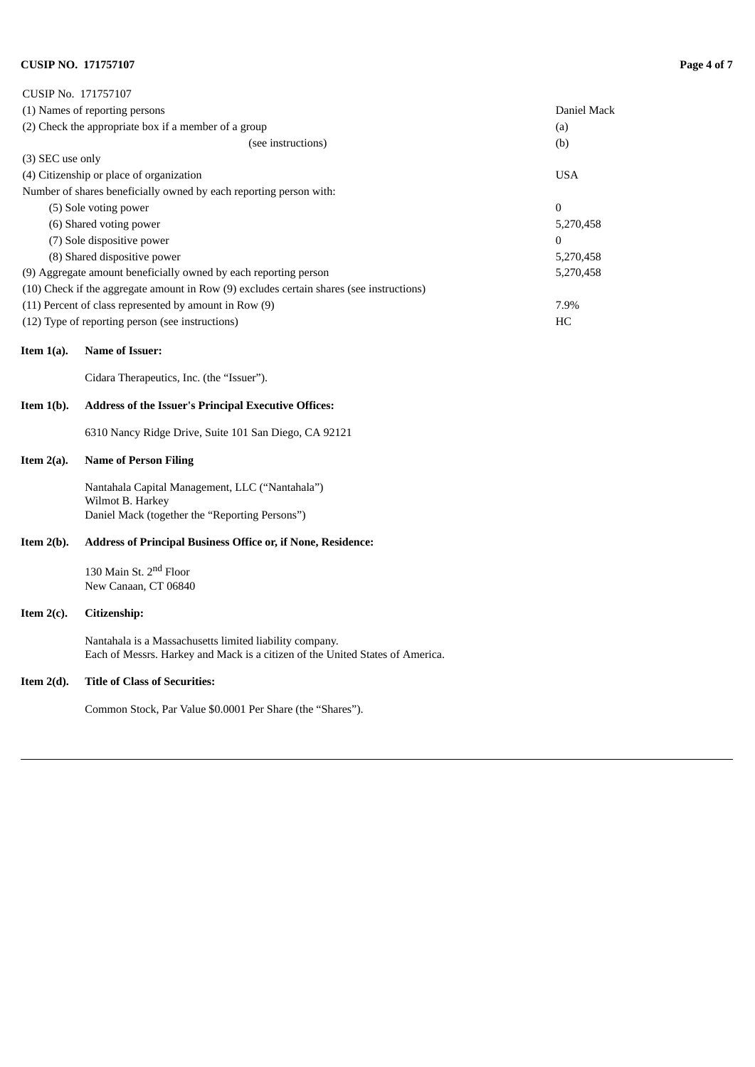| | |
|---|---|
| CUSIP No. 171757107 | |
| (1) Names of reporting persons | Daniel Mack |
| (2) Check the appropriate box if a member of a group | (a) |
| (see instructions) | (b) |
| (3) SEC use only | |
| (4) Citizenship or place of organization | USA |
| Number of shares beneficially owned by each reporting person with: | |
| (5) Sole voting power | 0 |
| (6) Shared voting power | 5,270,458 |
| (7) Sole dispositive power | 0 |
| (8) Shared dispositive power | 5,270,458 |
| (9) Aggregate amount beneficially owned by each reporting person | 5,270,458 |
| (10) Check if the aggregate amount in Row (9) excludes certain shares (see instructions) | |
| (11) Percent of class represented by amount in Row (9) | 7.9% |
| (12) Type of reporting person (see instructions) | HC |

**Item 1(a). Name of Issuer:**

Cidara Therapeutics, Inc. (the "Issuer").

**Item 1(b). Address of the Issuer's Principal Executive Offices:**

6310 Nancy Ridge Drive, Suite 101 San Diego, CA 92121

**Item 2(a). Name of Person Filing**

Nantahala Capital Management, LLC ("Nantahala")
Wilmot B. Harkey
Daniel Mack (together the "Reporting Persons")

**Item 2(b). Address of Principal Business Office or, if None, Residence:**

130 Main St. 2nd Floor
New Canaan, CT 06840

**Item 2(c). Citizenship:**

Nantahala is a Massachusetts limited liability company.
Each of Messrs. Harkey and Mack is a citizen of the United States of America.

**Item 2(d). Title of Class of Securities:**

Common Stock, Par Value $0.0001 Per Share (the "Shares").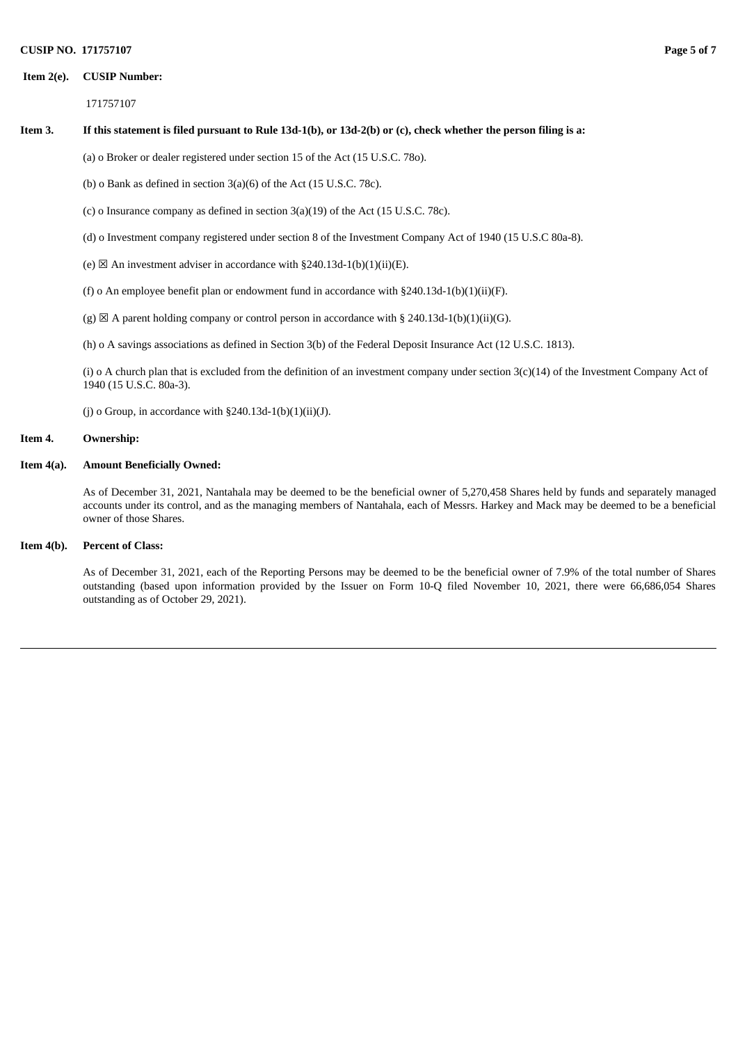**Item 2(e). CUSIP Number:**

171757107

**Item 3. If this statement is filed pursuant to Rule 13d-1(b), or 13d-2(b) or (c), check whether the person filing is a:**

(a) o Broker or dealer registered under section 15 of the Act (15 U.S.C. 78o).

(b) o Bank as defined in section 3(a)(6) of the Act (15 U.S.C. 78c).

(c) o Insurance company as defined in section 3(a)(19) of the Act (15 U.S.C. 78c).

(d) o Investment company registered under section 8 of the Investment Company Act of 1940 (15 U.S.C 80a-8).

(e) ☒ An investment adviser in accordance with §240.13d-1(b)(1)(ii)(E).

(f) o An employee benefit plan or endowment fund in accordance with §240.13d-1(b)(1)(ii)(F).

(g) ☒ A parent holding company or control person in accordance with § 240.13d-1(b)(1)(ii)(G).

(h) o A savings associations as defined in Section 3(b) of the Federal Deposit Insurance Act (12 U.S.C. 1813).

(i) o A church plan that is excluded from the definition of an investment company under section 3(c)(14) of the Investment Company Act of 1940 (15 U.S.C. 80a-3).

(j) o Group, in accordance with §240.13d-1(b)(1)(ii)(J).

**Item 4. Ownership:**

**Item 4(a). Amount Beneficially Owned:**

As of December 31, 2021, Nantahala may be deemed to be the beneficial owner of 5,270,458 Shares held by funds and separately managed accounts under its control, and as the managing members of Nantahala, each of Messrs. Harkey and Mack may be deemed to be a beneficial owner of those Shares.

**Item 4(b). Percent of Class:**

As of December 31, 2021, each of the Reporting Persons may be deemed to be the beneficial owner of 7.9% of the total number of Shares outstanding (based upon information provided by the Issuer on Form 10-Q filed November 10, 2021, there were 66,686,054 Shares outstanding as of October 29, 2021).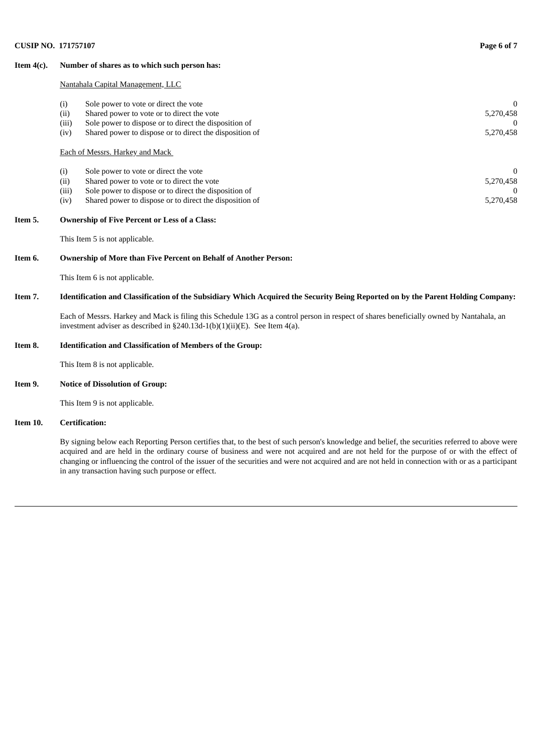**Item 4(c). Number of shares as to which such person has:**

Nantahala Capital Management, LLC

| | | |
|---|---|---|
| (i) | Sole power to vote or direct the vote | 0 |
| (ii) | Shared power to vote or to direct the vote | 5,270,458 |
| (iii) | Sole power to dispose or to direct the disposition of | 0 |
| (iv) | Shared power to dispose or to direct the disposition of | 5,270,458 |

Each of Messrs. Harkey and Mack

| | | |
|---|---|---|
| (i) | Sole power to vote or direct the vote | 0 |
| (ii) | Shared power to vote or to direct the vote | 5,270,458 |
| (iii) | Sole power to dispose or to direct the disposition of | 0 |
| (iv) | Shared power to dispose or to direct the disposition of | 5,270,458 |

**Item 5. Ownership of Five Percent or Less of a Class:**

This Item 5 is not applicable.

**Item 6. Ownership of More than Five Percent on Behalf of Another Person:**

This Item 6 is not applicable.

**Item 7. Identification and Classification of the Subsidiary Which Acquired the Security Being Reported on by the Parent Holding Company:**

Each of Messrs. Harkey and Mack is filing this Schedule 13G as a control person in respect of shares beneficially owned by Nantahala, an investment adviser as described in §240.13d-1(b)(1)(ii)(E). See Item 4(a).

**Item 8. Identification and Classification of Members of the Group:**

This Item 8 is not applicable.

**Item 9. Notice of Dissolution of Group:**

This Item 9 is not applicable.

**Item 10. Certification:**

By signing below each Reporting Person certifies that, to the best of such person's knowledge and belief, the securities referred to above were acquired and are held in the ordinary course of business and were not acquired and are not held for the purpose of or with the effect of changing or influencing the control of the issuer of the securities and were not acquired and are not held in connection with or as a participant in any transaction having such purpose or effect.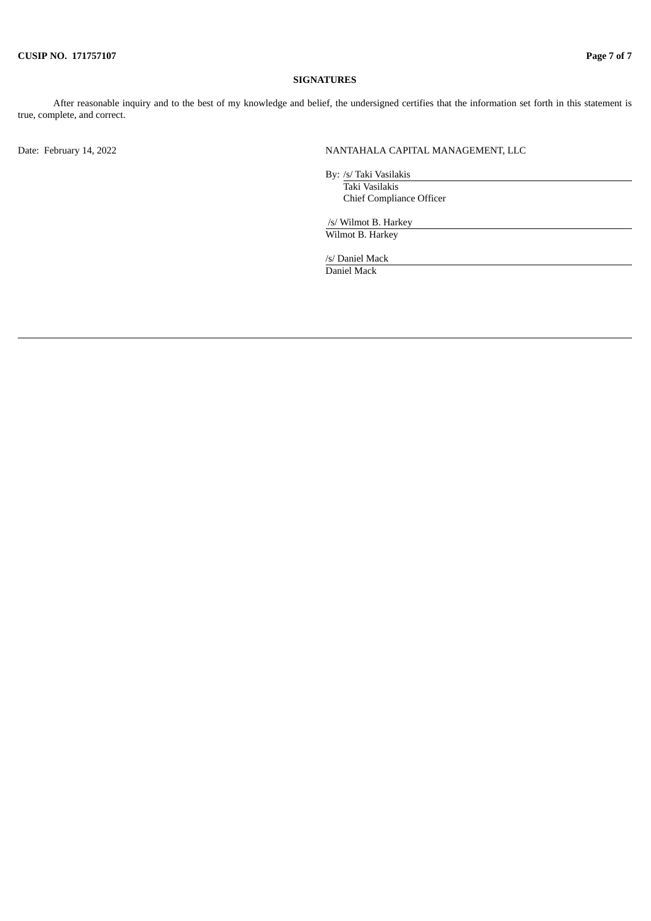CUSIP NO. 171757107

## SIGNATURES

After reasonable inquiry and to the best of my knowledge and belief, the undersigned certifies that the information set forth in this statement is true, complete, and correct.

Date: February 14, 2022

NANTAHALA CAPITAL MANAGEMENT, LLC

By: /s/ Taki Vasilakis
Taki Vasilakis
Chief Compliance Officer

/s/ Wilmot B. Harkey
Wilmot B. Harkey

/s/ Daniel Mack
Daniel Mack